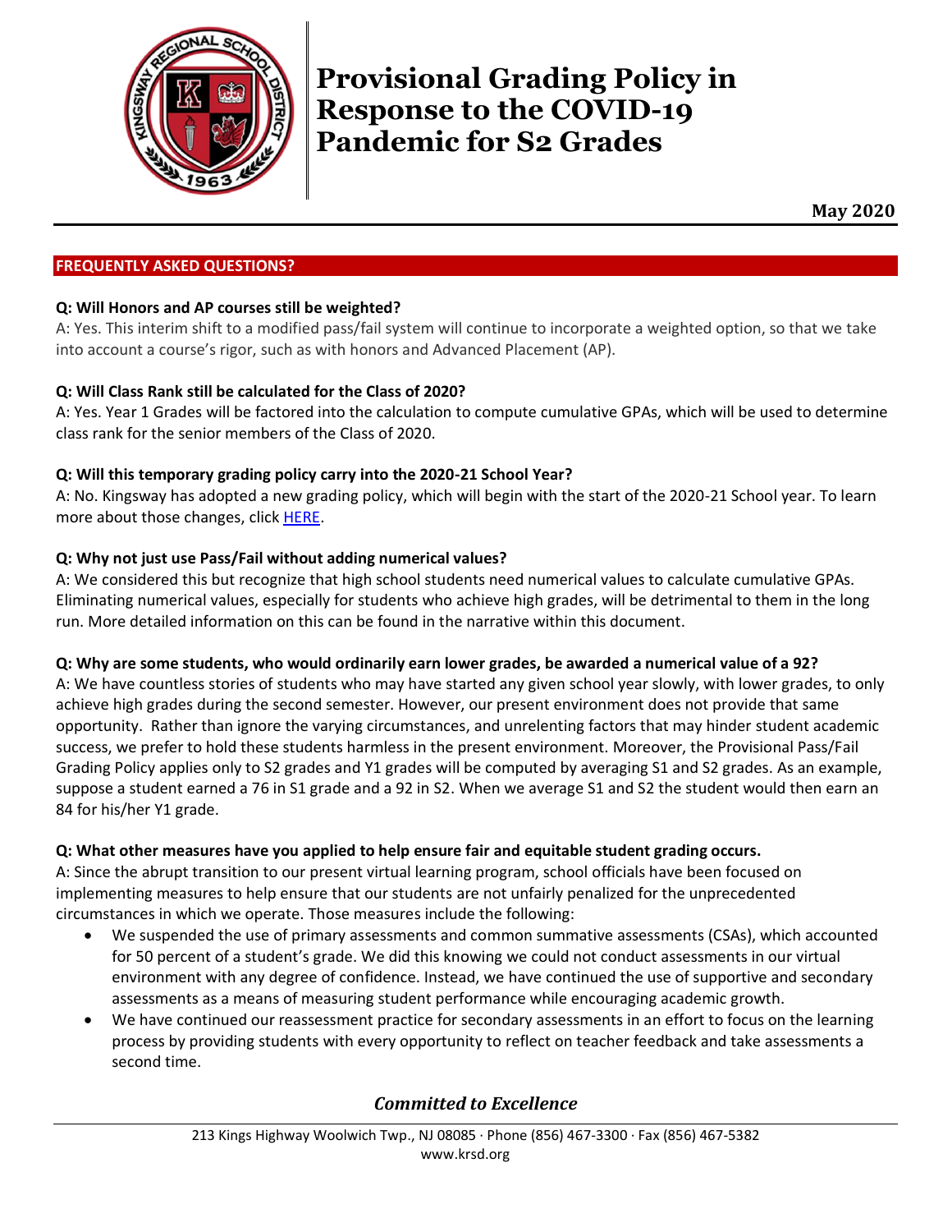# Provisional Grading Policy in Response to the COVID-19 Pandemic for S2 Grades

**May 2020**

## FREQUENTLY ASKED QUESTIONS?

**Q: Will Honors and AP courses still be weighted?**

A: Yes. This interim shift to a modified pass/fail system will continue to incorporate a weighted option, so that we take into account a course's rigor, such as with honors and Advanced Placement (AP).

**Q: Will Class Rank still be calculated for the Class of 2020?**

A: Yes. Year 1 Grades will be factored into the calculation to compute cumulative GPAs, which will be used to determine class rank for the senior members of the Class of 2020.

**Q: Will this temporary grading policy carry into the 2020-21 School Year?**

A: No. Kingsway has adopted a new grading policy, which will begin with the start of the 2020-21 School year. To learn more about those changes, click HERE.

**Q: Why not just use Pass/Fail without adding numerical values?**

A: We considered this but recognize that high school students need numerical values to calculate cumulative GPAs. Eliminating numerical values, especially for students who achieve high grades, will be detrimental to them in the long run. More detailed information on this can be found in the narrative within this document.

**Q: Why are some students, who would ordinarily earn lower grades, be awarded a numerical value of a 92?**

A: We have countless stories of students who may have started any given school year slowly, with lower grades, to only achieve high grades during the second semester. However, our present environment does not provide that same opportunity. Rather than ignore the varying circumstances, and unrelenting factors that may hinder student academic success, we prefer to hold these students harmless in the present environment. Moreover, the Provisional Pass/Fail Grading Policy applies only to S2 grades and Y1 grades will be computed by averaging S1 and S2 grades. As an example, suppose a student earned a 76 in S1 grade and a 92 in S2. When we average S1 and S2 the student would then earn an 84 for his/her Y1 grade.

**Q: What other measures have you applied to help ensure fair and equitable student grading occurs.**

A: Since the abrupt transition to our present virtual learning program, school officials have been focused on implementing measures to help ensure that our students are not unfairly penalized for the unprecedented circumstances in which we operate. Those measures include the following:

- We suspended the use of primary assessments and common summative assessments (CSAs), which accounted for 50 percent of a student's grade. We did this knowing we could not conduct assessments in our virtual environment with any degree of confidence. Instead, we have continued the use of supportive and secondary assessments as a means of measuring student performance while encouraging academic growth.
- We have continued our reassessment practice for secondary assessments in an effort to focus on the learning process by providing students with every opportunity to reflect on teacher feedback and take assessments a second time.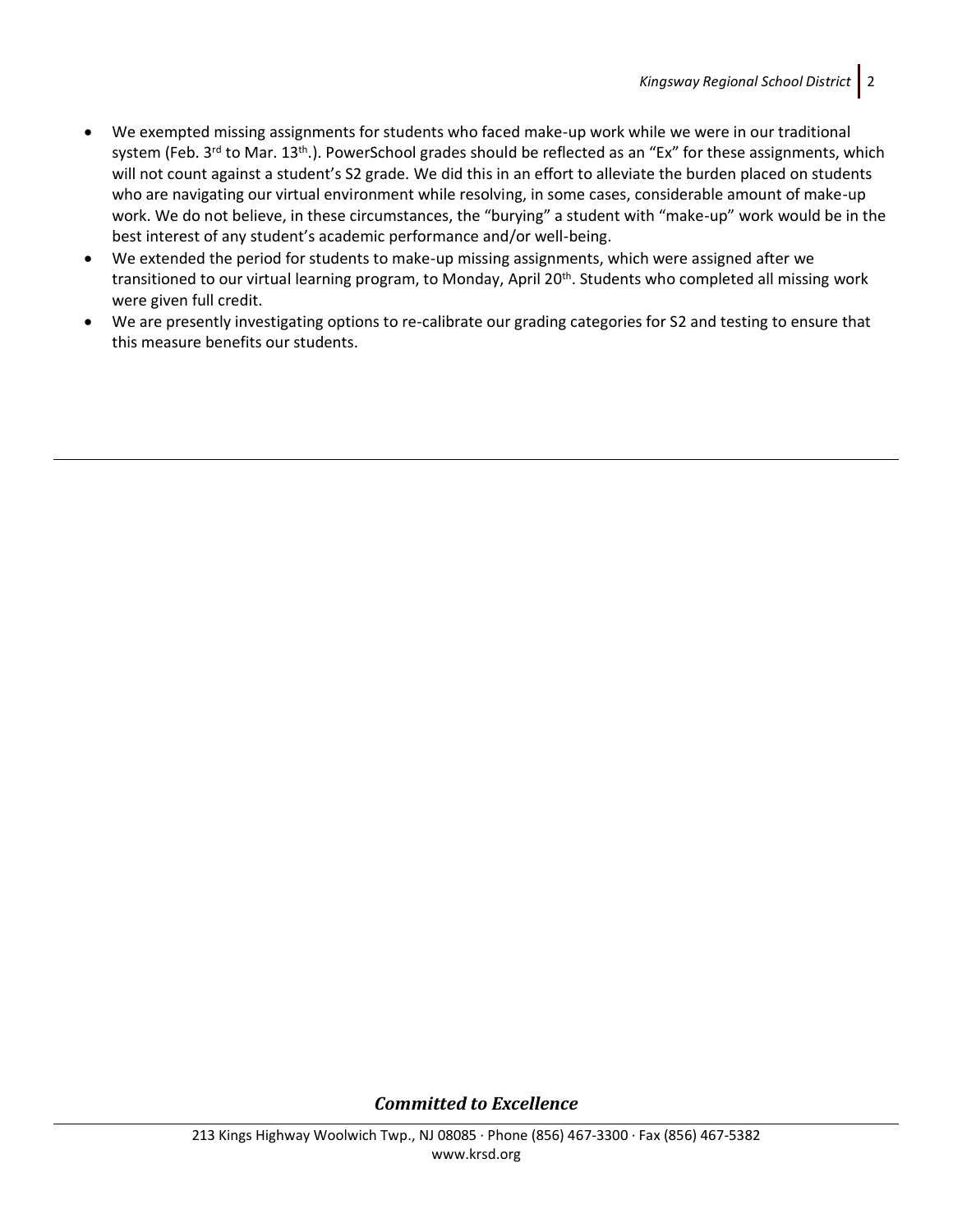- We exempted missing assignments for students who faced make-up work while we were in our traditional system (Feb. 3rd to Mar. 13th.). PowerSchool grades should be reflected as an "Ex" for these assignments, which will not count against a student's S2 grade. We did this in an effort to alleviate the burden placed on students who are navigating our virtual environment while resolving, in some cases, considerable amount of make-up work. We do not believe, in these circumstances, the "burying" a student with "make-up" work would be in the best interest of any student's academic performance and/or well-being.
- We extended the period for students to make-up missing assignments, which were assigned after we transitioned to our virtual learning program, to Monday, April 20th. Students who completed all missing work were given full credit.
- We are presently investigating options to re-calibrate our grading categories for S2 and testing to ensure that this measure benefits our students.

***Committed to Excellence***

213 Kings Highway Woolwich Twp., NJ 08085 · Phone (856) 467-3300 · Fax (856) 467-5382
www.krsd.org